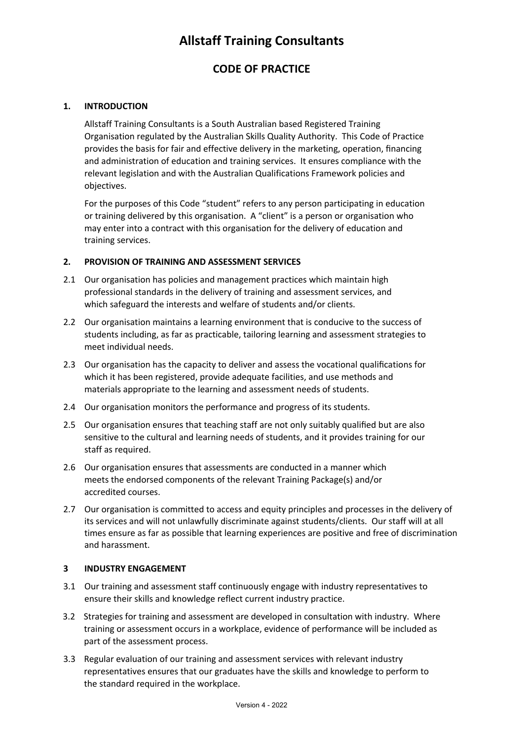# Allstaff Training Consultants

## CODE OF PRACTICE

### 1. INTRODUCTION

Allstaff Training Consultants is a South Australian based Registered Training Organisation regulated by the Australian Skills Quality Authority. This Code of Practice provides the basis for fair and effective delivery in the marketing, operation, financing and administration of education and training services. It ensures compliance with the relevant legislation and with the Australian Qualifications Framework policies and objectives.

For the purposes of this Code "student" refers to any person participating in education or training delivered by this organisation. A "client" is a person or organisation who may enter into a contract with this organisation for the delivery of education and training services.

### 2. PROVISION OF TRAINING AND ASSESSMENT SERVICES

2.1 Our organisation has policies and management practices which maintain high professional standards in the delivery of training and assessment services, and which safeguard the interests and welfare of students and/or clients.

2.2 Our organisation maintains a learning environment that is conducive to the success of students including, as far as practicable, tailoring learning and assessment strategies to meet individual needs.

2.3 Our organisation has the capacity to deliver and assess the vocational qualifications for which it has been registered, provide adequate facilities, and use methods and materials appropriate to the learning and assessment needs of students.

2.4 Our organisation monitors the performance and progress of its students.

2.5 Our organisation ensures that teaching staff are not only suitably qualified but are also sensitive to the cultural and learning needs of students, and it provides training for our staff as required.

2.6 Our organisation ensures that assessments are conducted in a manner which meets the endorsed components of the relevant Training Package(s) and/or accredited courses.

2.7 Our organisation is committed to access and equity principles and processes in the delivery of its services and will not unlawfully discriminate against students/clients. Our staff will at all times ensure as far as possible that learning experiences are positive and free of discrimination and harassment.

### 3 INDUSTRY ENGAGEMENT

3.1 Our training and assessment staff continuously engage with industry representatives to ensure their skills and knowledge reflect current industry practice.

3.2 Strategies for training and assessment are developed in consultation with industry. Where training or assessment occurs in a workplace, evidence of performance will be included as part of the assessment process.

3.3 Regular evaluation of our training and assessment services with relevant industry representatives ensures that our graduates have the skills and knowledge to perform to the standard required in the workplace.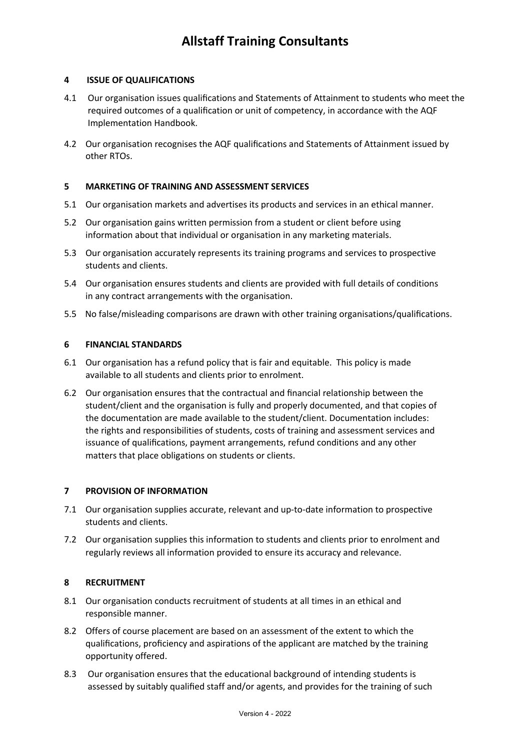## 4 ISSUE OF QUALIFICATIONS

4.1 Our organisation issues qualifications and Statements of Attainment to students who meet the required outcomes of a qualification or unit of competency, in accordance with the AQF Implementation Handbook.

4.2 Our organisation recognises the AQF qualifications and Statements of Attainment issued by other RTOs.

## 5 MARKETING OF TRAINING AND ASSESSMENT SERVICES

5.1 Our organisation markets and advertises its products and services in an ethical manner.

5.2 Our organisation gains written permission from a student or client before using information about that individual or organisation in any marketing materials.

5.3 Our organisation accurately represents its training programs and services to prospective students and clients.

5.4 Our organisation ensures students and clients are provided with full details of conditions in any contract arrangements with the organisation.

5.5 No false/misleading comparisons are drawn with other training organisations/qualifications.

## 6 FINANCIAL STANDARDS

6.1 Our organisation has a refund policy that is fair and equitable. This policy is made available to all students and clients prior to enrolment.

6.2 Our organisation ensures that the contractual and financial relationship between the student/client and the organisation is fully and properly documented, and that copies of the documentation are made available to the student/client. Documentation includes: the rights and responsibilities of students, costs of training and assessment services and issuance of qualifications, payment arrangements, refund conditions and any other matters that place obligations on students or clients.

## 7 PROVISION OF INFORMATION

7.1 Our organisation supplies accurate, relevant and up-to-date information to prospective students and clients.

7.2 Our organisation supplies this information to students and clients prior to enrolment and regularly reviews all information provided to ensure its accuracy and relevance.

## 8 RECRUITMENT

8.1 Our organisation conducts recruitment of students at all times in an ethical and responsible manner.

8.2 Offers of course placement are based on an assessment of the extent to which the qualifications, proficiency and aspirations of the applicant are matched by the training opportunity offered.

8.3 Our organisation ensures that the educational background of intending students is assessed by suitably qualified staff and/or agents, and provides for the training of such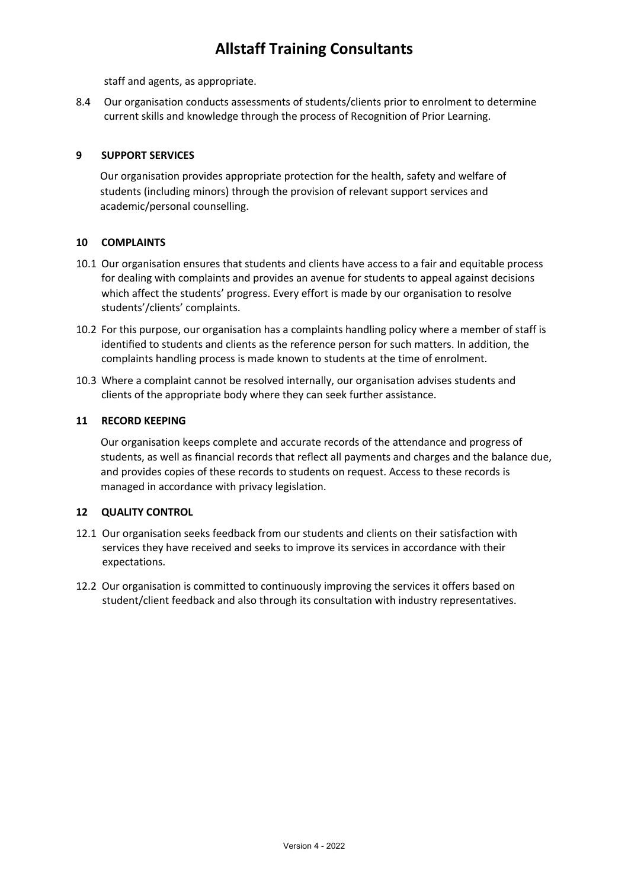staff and agents, as appropriate.

8.4 Our organisation conducts assessments of students/clients prior to enrolment to determine current skills and knowledge through the process of Recognition of Prior Learning.

## 9 SUPPORT SERVICES

Our organisation provides appropriate protection for the health, safety and welfare of students (including minors) through the provision of relevant support services and academic/personal counselling.

## 10 COMPLAINTS

10.1 Our organisation ensures that students and clients have access to a fair and equitable process for dealing with complaints and provides an avenue for students to appeal against decisions which affect the students' progress. Every effort is made by our organisation to resolve students'/clients' complaints.

10.2 For this purpose, our organisation has a complaints handling policy where a member of staff is identified to students and clients as the reference person for such matters. In addition, the complaints handling process is made known to students at the time of enrolment.

10.3 Where a complaint cannot be resolved internally, our organisation advises students and clients of the appropriate body where they can seek further assistance.

## 11 RECORD KEEPING

Our organisation keeps complete and accurate records of the attendance and progress of students, as well as financial records that reflect all payments and charges and the balance due, and provides copies of these records to students on request. Access to these records is managed in accordance with privacy legislation.

## 12 QUALITY CONTROL

12.1 Our organisation seeks feedback from our students and clients on their satisfaction with services they have received and seeks to improve its services in accordance with their expectations.

12.2 Our organisation is committed to continuously improving the services it offers based on student/client feedback and also through its consultation with industry representatives.